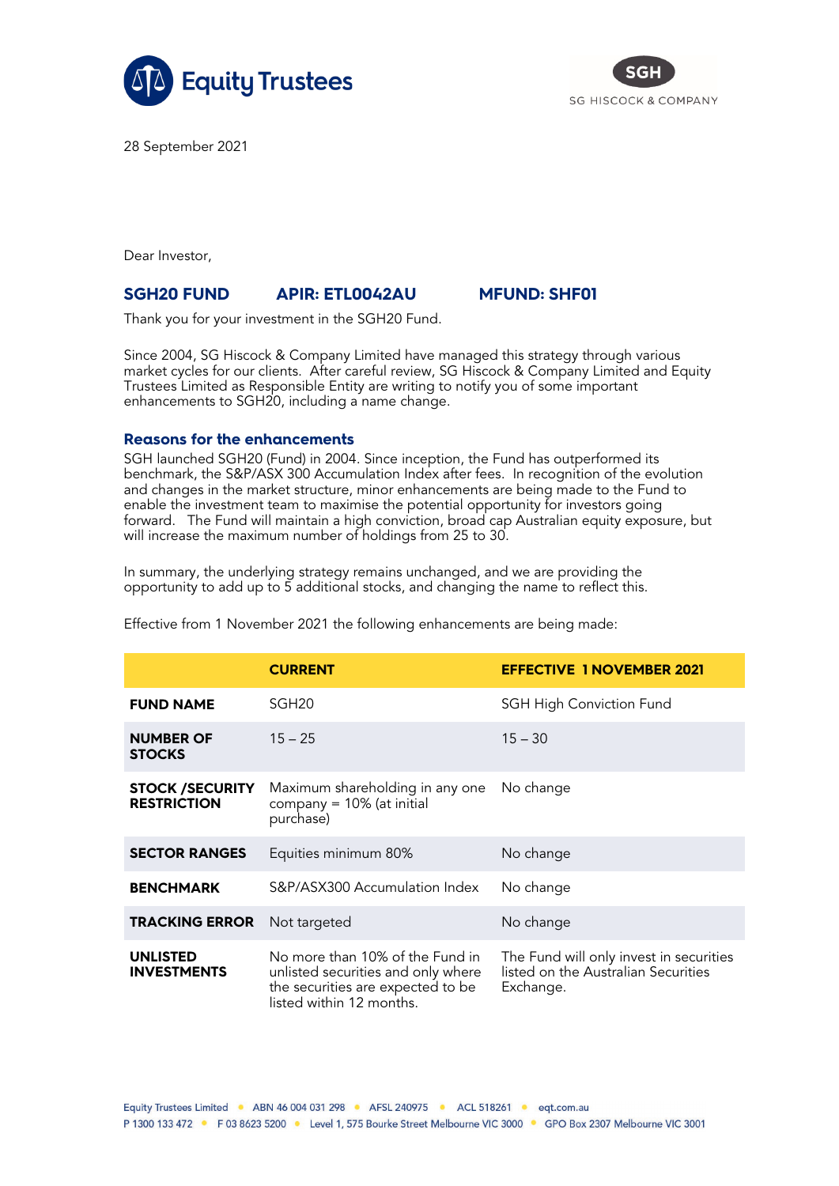28 September 2021

Dear Investor,

**SGH20 FUND APIR: ETL0042AU MFUND: SHF01**

Thank you for your investment in the SGH20 Fund.

Since 2004, SG Hiscock & Company Limited have managed this strategy through various market cycles for our clients. After careful review, SG Hiscock & Company Limited and Equity Trustees Limited as Responsible Entity are writing to notify you of some important enhancements to SGH20, including a name change.

## Reasons for the enhancements

SGH launched SGH20 (Fund) in 2004. Since inception, the Fund has outperformed its benchmark, the S&P/ASX 300 Accumulation Index after fees. In recognition of the evolution and changes in the market structure, minor enhancements are being made to the Fund to enable the investment team to maximise the potential opportunity for investors going forward. The Fund will maintain a high conviction, broad cap Australian equity exposure, but will increase the maximum number of holdings from 25 to 30.

In summary, the underlying strategy remains unchanged, and we are providing the opportunity to add up to 5 additional stocks, and changing the name to reflect this.

Effective from 1 November 2021 the following enhancements are being made:

| | CURRENT | EFFECTIVE 1 NOVEMBER 2021 |
|---|---|---|
| **FUND NAME** | SGH20 | SGH High Conviction Fund |
| **NUMBER OF STOCKS** | 15 – 25 | 15 – 30 |
| **STOCK /SECURITY RESTRICTION** | Maximum shareholding in any one company = 10% (at initial purchase) | No change |
| **SECTOR RANGES** | Equities minimum 80% | No change |
| **BENCHMARK** | S&P/ASX300 Accumulation Index | No change |
| **TRACKING ERROR** | Not targeted | No change |
| **UNLISTED INVESTMENTS** | No more than 10% of the Fund in unlisted securities and only where the securities are expected to be listed within 12 months. | The Fund will only invest in securities listed on the Australian Securities Exchange. |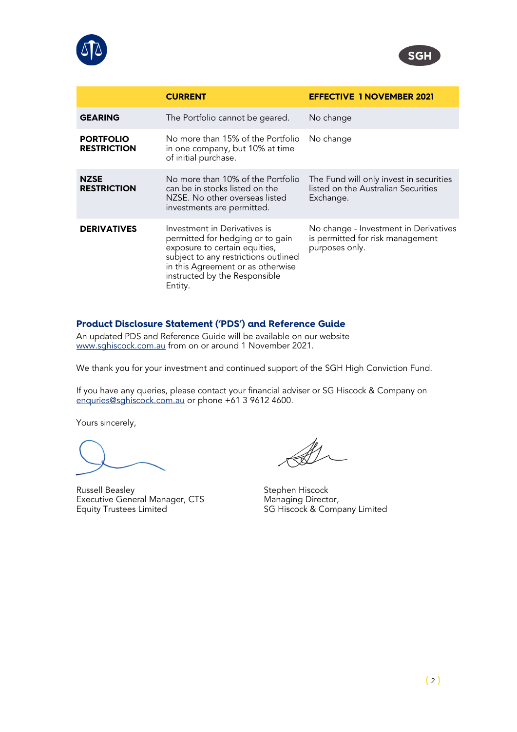| | CURRENT | EFFECTIVE 1 NOVEMBER 2021 |
|---|---|---|
| **GEARING** | The Portfolio cannot be geared. | No change |
| **PORTFOLIO RESTRICTION** | No more than 15% of the Portfolio in one company, but 10% at time of initial purchase. | No change |
| **NZSE RESTRICTION** | No more than 10% of the Portfolio can be in stocks listed on the NZSE. No other overseas listed investments are permitted. | The Fund will only invest in securities listed on the Australian Securities Exchange. |
| **DERIVATIVES** | Investment in Derivatives is permitted for hedging or to gain exposure to certain equities, subject to any restrictions outlined in this Agreement or as otherwise instructed by the Responsible Entity. | No change - Investment in Derivatives is permitted for risk management purposes only. |

## Product Disclosure Statement ('PDS') and Reference Guide

An updated PDS and Reference Guide will be available on our website www.sghiscock.com.au from on or around 1 November 2021.

We thank you for your investment and continued support of the SGH High Conviction Fund.

If you have any queries, please contact your financial adviser or SG Hiscock & Company on enquries@sghiscock.com.au or phone +61 3 9612 4600.

Yours sincerely,

Russell Beasley
Executive General Manager, CTS
Equity Trustees Limited

Stephen Hiscock
Managing Director,
SG Hiscock & Company Limited